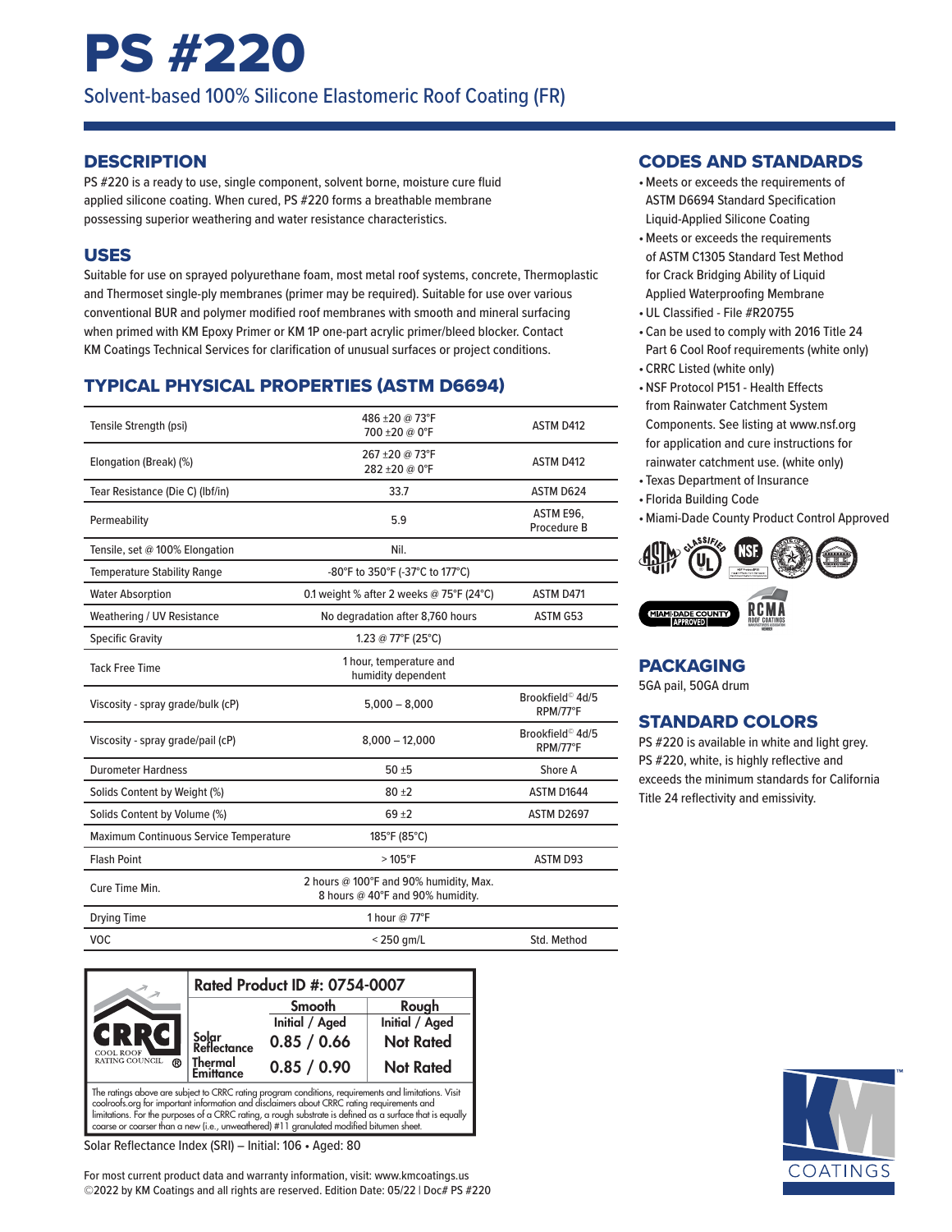# PS #220

Solvent-based 100% Silicone Elastomeric Roof Coating (FR)

## DESCRIPTION

PS #220 is a ready to use, single component, solvent borne, moisture cure fluid applied silicone coating. When cured, PS #220 forms a breathable membrane possessing superior weathering and water resistance characteristics.

## USES

Suitable for use on sprayed polyurethane foam, most metal roof systems, concrete, Thermoplastic and Thermoset single-ply membranes (primer may be required). Suitable for use over various conventional BUR and polymer modified roof membranes with smooth and mineral surfacing when primed with KM Epoxy Primer or KM 1P one-part acrylic primer/bleed blocker. Contact KM Coatings Technical Services for clarification of unusual surfaces or project conditions.

## TYPICAL PHYSICAL PROPERTIES (ASTM D6694)

| Property | Value | Test Method |
|---|---|---|
| Tensile Strength (psi) | 486 ±20 @ 73°F<br>700 ±20 @ 0°F | ASTM D412 |
| Elongation (Break) (%) | 267 ±20 @ 73°F<br>282 ±20 @ 0°F | ASTM D412 |
| Tear Resistance (Die C) (lbf/in) | 33.7 | ASTM D624 |
| Permeability | 5.9 | ASTM E96, Procedure B |
| Tensile, set @ 100% Elongation | Nil. | |
| Temperature Stability Range | -80°F to 350°F (-37°C to 177°C) | |
| Water Absorption | 0.1 weight % after 2 weeks @ 75°F (24°C) | ASTM D471 |
| Weathering / UV Resistance | No degradation after 8,760 hours | ASTM G53 |
| Specific Gravity | 1.23 @ 77°F (25°C) | |
| Tack Free Time | 1 hour, temperature and humidity dependent | |
| Viscosity - spray grade/bulk (cP) | 5,000 – 8,000 | Brookfield© 4d/5 RPM/77°F |
| Viscosity - spray grade/pail (cP) | 8,000 – 12,000 | Brookfield© 4d/5 RPM/77°F |
| Durometer Hardness | 50 ±5 | Shore A |
| Solids Content by Weight (%) | 80 ±2 | ASTM D1644 |
| Solids Content by Volume (%) | 69 ±2 | ASTM D2697 |
| Maximum Continuous Service Temperature | 185°F (85°C) | |
| Flash Point | > 105°F | ASTM D93 |
| Cure Time Min. | 2 hours @ 100°F and 90% humidity, Max.<br>8 hours @ 40°F and 90% humidity. | |
| Drying Time | 1 hour @ 77°F | |
| VOC | < 250 gm/L | Std. Method |

**CRRC — Cool Roof Rating Council**

**Rated Product ID #: 0754-0007**

| | Smooth Initial / Aged | Rough Initial / Aged |
|---|---|---|
| Solar Reflectance | 0.85 / 0.66 | Not Rated |
| Thermal Emittance | 0.85 / 0.90 | Not Rated |

The ratings above are subject to CRRC rating program conditions, requirements and limitations. Visit coolroofs.org for important information and disclaimers about CRRC rating requirements and limitations. For the purposes of a CRRC rating, a rough substrate is defined as a surface that is equally coarse or coarser than a new (i.e., unweathered) #11 granulated modified bitumen sheet.

Solar Reflectance Index (SRI) – Initial: 106 • Aged: 80

## CODES AND STANDARDS

- Meets or exceeds the requirements of ASTM D6694 Standard Specification Liquid-Applied Silicone Coating
- Meets or exceeds the requirements of ASTM C1305 Standard Test Method for Crack Bridging Ability of Liquid Applied Waterproofing Membrane
- UL Classified - File #R20755
- Can be used to comply with 2016 Title 24 Part 6 Cool Roof requirements (white only)
- CRRC Listed (white only)
- NSF Protocol P151 - Health Effects from Rainwater Catchment System Components. See listing at www.nsf.org for application and cure instructions for rainwater catchment use. (white only)
- Texas Department of Insurance
- Florida Building Code
- Miami-Dade County Product Control Approved

## PACKAGING

5GA pail, 50GA drum

## STANDARD COLORS

PS #220 is available in white and light grey. PS #220, white, is highly reflective and exceeds the minimum standards for California Title 24 reflectivity and emissivity.

For most current product data and warranty information, visit: www.kmcoatings.us

©2022 by KM Coatings and all rights are reserved. Edition Date: 05/22 | Doc# PS #220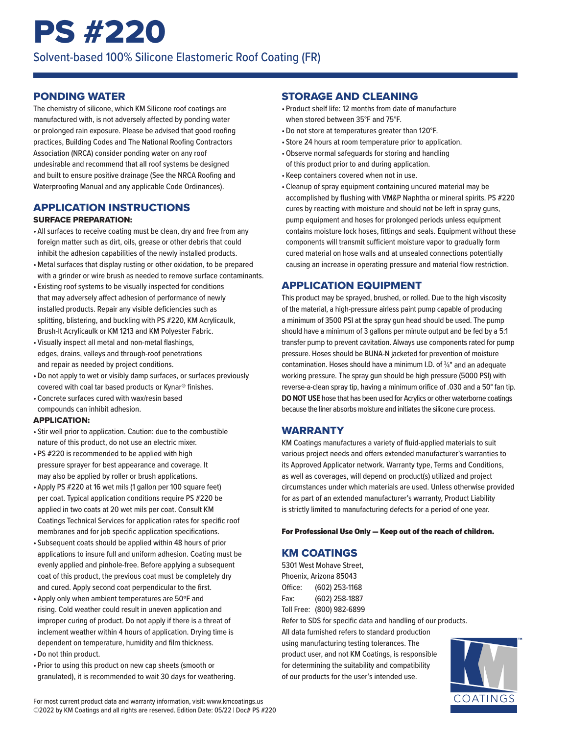# PS #220

Solvent-based 100% Silicone Elastomeric Roof Coating (FR)

## PONDING WATER

The chemistry of silicone, which KM Silicone roof coatings are manufactured with, is not adversely affected by ponding water or prolonged rain exposure. Please be advised that good roofing practices, Building Codes and The National Roofing Contractors Association (NRCA) consider ponding water on any roof undesirable and recommend that all roof systems be designed and built to ensure positive drainage (See the NRCA Roofing and Waterproofing Manual and any applicable Code Ordinances).

## APPLICATION INSTRUCTIONS

### SURFACE PREPARATION:

- All surfaces to receive coating must be clean, dry and free from any foreign matter such as dirt, oils, grease or other debris that could inhibit the adhesion capabilities of the newly installed products.
- Metal surfaces that display rusting or other oxidation, to be prepared with a grinder or wire brush as needed to remove surface contaminants.
- Existing roof systems to be visually inspected for conditions that may adversely affect adhesion of performance of newly installed products. Repair any visible deficiencies such as splitting, blistering, and buckling with PS #220, KM Acrylicaulk, Brush-It Acrylicaulk or KM 1213 and KM Polyester Fabric.
- Visually inspect all metal and non-metal flashings, edges, drains, valleys and through-roof penetrations and repair as needed by project conditions.
- Do not apply to wet or visibly damp surfaces, or surfaces previously covered with coal tar based products or Kynar® finishes.
- Concrete surfaces cured with wax/resin based compounds can inhibit adhesion.

### APPLICATION:

- Stir well prior to application. Caution: due to the combustible nature of this product, do not use an electric mixer.
- PS #220 is recommended to be applied with high pressure sprayer for best appearance and coverage. It may also be applied by roller or brush applications.
- Apply PS #220 at 16 wet mils (1 gallon per 100 square feet) per coat. Typical application conditions require PS #220 be applied in two coats at 20 wet mils per coat. Consult KM Coatings Technical Services for application rates for specific roof membranes and for job specific application specifications.
- Subsequent coats should be applied within 48 hours of prior applications to insure full and uniform adhesion. Coating must be evenly applied and pinhole-free. Before applying a subsequent coat of this product, the previous coat must be completely dry and cured. Apply second coat perpendicular to the first.
- Apply only when ambient temperatures are 50ºF and rising. Cold weather could result in uneven application and improper curing of product. Do not apply if there is a threat of inclement weather within 4 hours of application. Drying time is dependent on temperature, humidity and film thickness.
- Do not thin product.
- Prior to using this product on new cap sheets (smooth or granulated), it is recommended to wait 30 days for weathering.

## STORAGE AND CLEANING

- Product shelf life: 12 months from date of manufacture when stored between 35°F and 75°F.
- Do not store at temperatures greater than 120°F.
- Store 24 hours at room temperature prior to application.
- Observe normal safeguards for storing and handling of this product prior to and during application.
- Keep containers covered when not in use.
- Cleanup of spray equipment containing uncured material may be accomplished by flushing with VM&P Naphtha or mineral spirits. PS #220 cures by reacting with moisture and should not be left in spray guns, pump equipment and hoses for prolonged periods unless equipment contains moisture lock hoses, fittings and seals. Equipment without these components will transmit sufficient moisture vapor to gradually form cured material on hose walls and at unsealed connections potentially causing an increase in operating pressure and material flow restriction.

## APPLICATION EQUIPMENT

This product may be sprayed, brushed, or rolled. Due to the high viscosity of the material, a high-pressure airless paint pump capable of producing a minimum of 3500 PSI at the spray gun head should be used. The pump should have a minimum of 3 gallons per minute output and be fed by a 5:1 transfer pump to prevent cavitation. Always use components rated for pump pressure. Hoses should be BUNA-N jacketed for prevention of moisture contamination. Hoses should have a minimum I.D. of ¾" and an adequate working pressure. The spray gun should be high pressure (5000 PSI) with reverse-a-clean spray tip, having a minimum orifice of .030 and a 50° fan tip. **DO NOT USE** hose that has been used for Acrylics or other waterborne coatings because the liner absorbs moisture and initiates the silicone cure process.

## WARRANTY

KM Coatings manufactures a variety of fluid-applied materials to suit various project needs and offers extended manufacturer's warranties to its Approved Applicator network. Warranty type, Terms and Conditions, as well as coverages, will depend on product(s) utilized and project circumstances under which materials are used. Unless otherwise provided for as part of an extended manufacturer's warranty, Product Liability is strictly limited to manufacturing defects for a period of one year.

**For Professional Use Only — Keep out of the reach of children.**

## KM COATINGS

5301 West Mohave Street,
Phoenix, Arizona 85043
Office: (602) 253-1168
Fax: (602) 258-1887
Toll Free: (800) 982-6899

Refer to SDS for specific data and handling of our products. All data furnished refers to standard production using manufacturing testing tolerances. The product user, and not KM Coatings, is responsible for determining the suitability and compatibility of our products for the user's intended use.

For most current product data and warranty information, visit: www.kmcoatings.us
©2022 by KM Coatings and all rights are reserved. Edition Date: 05/22 | Doc# PS #220